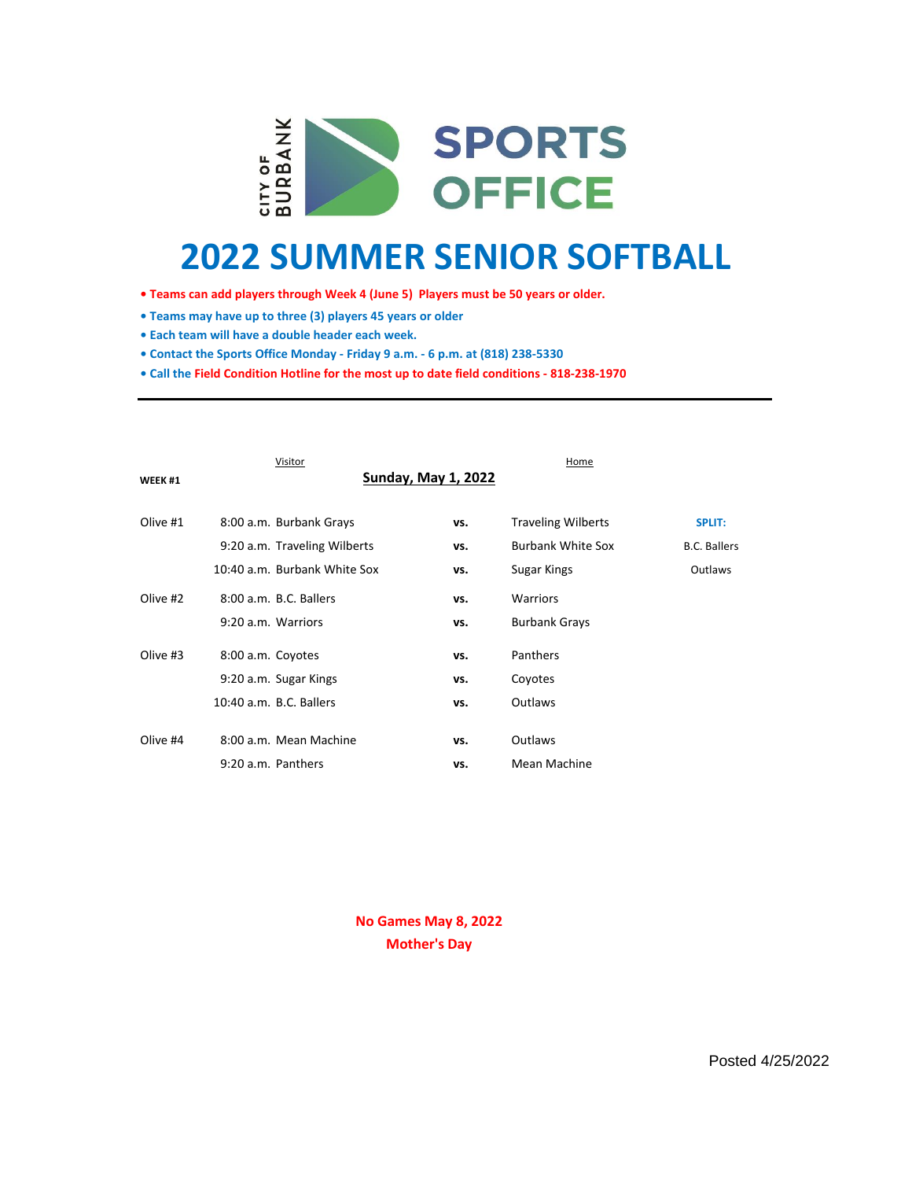CITY OF BURBANK SPORTS OFFICE

# 2022 SUMMER SENIOR SOFTBALL

- **Teams can add players through Week 4 (June 5) Players must be 50 years or older.**
- **Teams may have up to three (3) players 45 years or older**
- **Each team will have a double header each week.**
- **Contact the Sports Office Monday - Friday 9 a.m. - 6 p.m. at (818) 238-5330**
- **Call the Field Condition Hotline for the most up to date field conditions - 818-238-1970**

---

**WEEK #1** — **Sunday, May 1, 2022**

| Field | Time | Visitor | | Home | |
|---|---|---|---|---|---|
| Olive #1 | 8:00 a.m. | Burbank Grays | vs. | Traveling Wilberts | **SPLIT:** |
| | 9:20 a.m. | Traveling Wilberts | vs. | Burbank White Sox | B.C. Ballers |
| | 10:40 a.m. | Burbank White Sox | vs. | Sugar Kings | Outlaws |
| Olive #2 | 8:00 a.m. | B.C. Ballers | vs. | Warriors | |
| | 9:20 a.m. | Warriors | vs. | Burbank Grays | |
| Olive #3 | 8:00 a.m. | Coyotes | vs. | Panthers | |
| | 9:20 a.m. | Sugar Kings | vs. | Coyotes | |
| | 10:40 a.m. | B.C. Ballers | vs. | Outlaws | |
| Olive #4 | 8:00 a.m. | Mean Machine | vs. | Outlaws | |
| | 9:20 a.m. | Panthers | vs. | Mean Machine | |

**No Games May 8, 2022**
**Mother's Day**

Posted 4/25/2022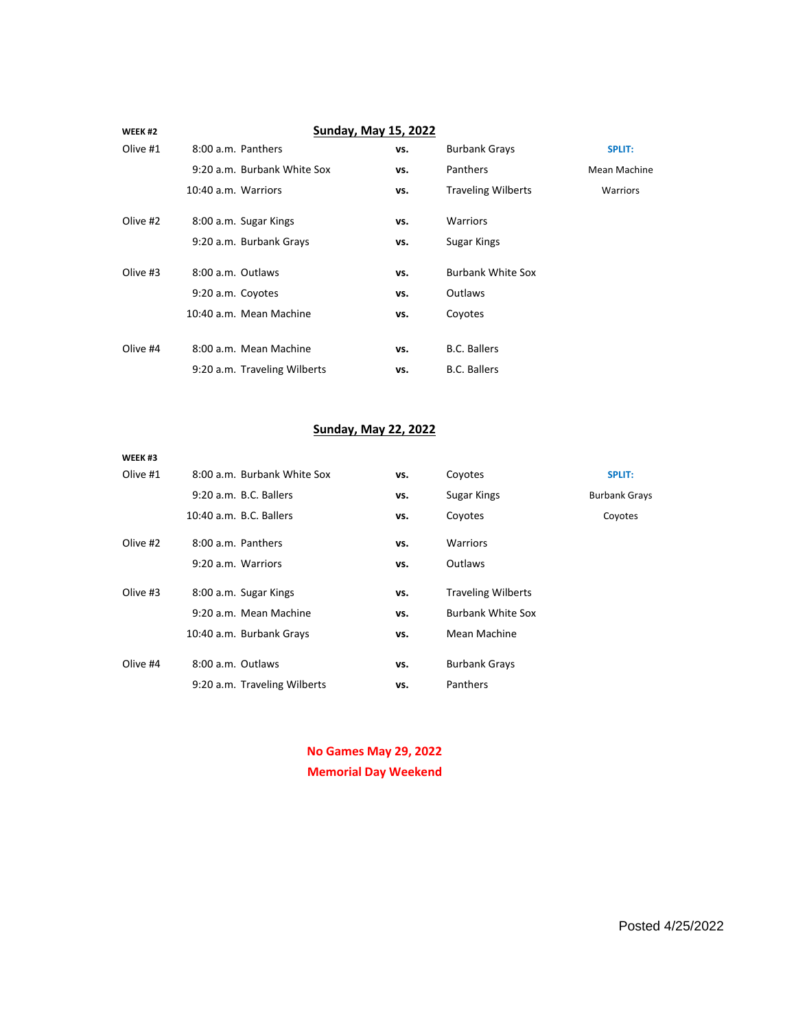## Sunday, May 15, 2022

**WEEK #2**

| Field | Time | Team | | Team | SPLIT: |
|---|---|---|---|---|---|
| Olive #1 | 8:00 a.m. | Panthers | vs. | Burbank Grays | Mean Machine |
| | 9:20 a.m. | Burbank White Sox | vs. | Panthers | Warriors |
| | 10:40 a.m. | Warriors | vs. | Traveling Wilberts | |
| Olive #2 | 8:00 a.m. | Sugar Kings | vs. | Warriors | |
| | 9:20 a.m. | Burbank Grays | vs. | Sugar Kings | |
| Olive #3 | 8:00 a.m. | Outlaws | vs. | Burbank White Sox | |
| | 9:20 a.m. | Coyotes | vs. | Outlaws | |
| | 10:40 a.m. | Mean Machine | vs. | Coyotes | |
| Olive #4 | 8:00 a.m. | Mean Machine | vs. | B.C. Ballers | |
| | 9:20 a.m. | Traveling Wilberts | vs. | B.C. Ballers | |

## Sunday, May 22, 2022

**WEEK #3**

| Field | Time | Team | | Team | SPLIT: |
|---|---|---|---|---|---|
| Olive #1 | 8:00 a.m. | Burbank White Sox | vs. | Coyotes | Burbank Grays |
| | 9:20 a.m. | B.C. Ballers | vs. | Sugar Kings | Coyotes |
| | 10:40 a.m. | B.C. Ballers | vs. | Coyotes | |
| Olive #2 | 8:00 a.m. | Panthers | vs. | Warriors | |
| | 9:20 a.m. | Warriors | vs. | Outlaws | |
| Olive #3 | 8:00 a.m. | Sugar Kings | vs. | Traveling Wilberts | |
| | 9:20 a.m. | Mean Machine | vs. | Burbank White Sox | |
| | 10:40 a.m. | Burbank Grays | vs. | Mean Machine | |
| Olive #4 | 8:00 a.m. | Outlaws | vs. | Burbank Grays | |
| | 9:20 a.m. | Traveling Wilberts | vs. | Panthers | |

**No Games May 29, 2022**
**Memorial Day Weekend**

Posted 4/25/2022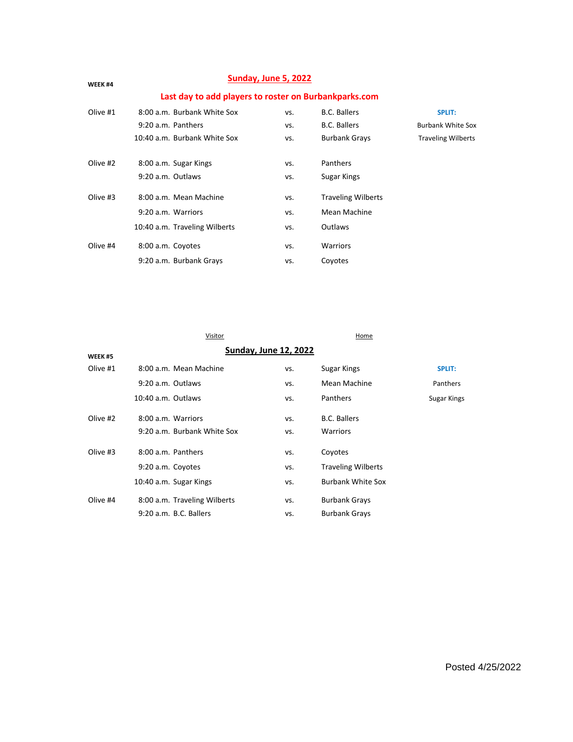**WEEK #4**

## Sunday, June 5, 2022

**Last day to add players to roster on Burbankparks.com**

| Field | Time | Visitor | | Home | SPLIT: |
|---|---|---|---|---|---|
| Olive #1 | 8:00 a.m. | Burbank White Sox | vs. | B.C. Ballers | |
| | 9:20 a.m. | Panthers | vs. | B.C. Ballers | Burbank White Sox |
| | 10:40 a.m. | Burbank White Sox | vs. | Burbank Grays | Traveling Wilberts |
| Olive #2 | 8:00 a.m. | Sugar Kings | vs. | Panthers | |
| | 9:20 a.m. | Outlaws | vs. | Sugar Kings | |
| Olive #3 | 8:00 a.m. | Mean Machine | vs. | Traveling Wilberts | |
| | 9:20 a.m. | Warriors | vs. | Mean Machine | |
| | 10:40 a.m. | Traveling Wilberts | vs. | Outlaws | |
| Olive #4 | 8:00 a.m. | Coyotes | vs. | Warriors | |
| | 9:20 a.m. | Burbank Grays | vs. | Coyotes | |

**WEEK #5**

## Sunday, June 12, 2022

| Field | Time | Visitor | | Home | SPLIT: |
|---|---|---|---|---|---|
| Olive #1 | 8:00 a.m. | Mean Machine | vs. | Sugar Kings | |
| | 9:20 a.m. | Outlaws | vs. | Mean Machine | Panthers |
| | 10:40 a.m. | Outlaws | vs. | Panthers | Sugar Kings |
| Olive #2 | 8:00 a.m. | Warriors | vs. | B.C. Ballers | |
| | 9:20 a.m. | Burbank White Sox | vs. | Warriors | |
| Olive #3 | 8:00 a.m. | Panthers | vs. | Coyotes | |
| | 9:20 a.m. | Coyotes | vs. | Traveling Wilberts | |
| | 10:40 a.m. | Sugar Kings | vs. | Burbank White Sox | |
| Olive #4 | 8:00 a.m. | Traveling Wilberts | vs. | Burbank Grays | |
| | 9:20 a.m. | B.C. Ballers | vs. | Burbank Grays | |

Posted 4/25/2022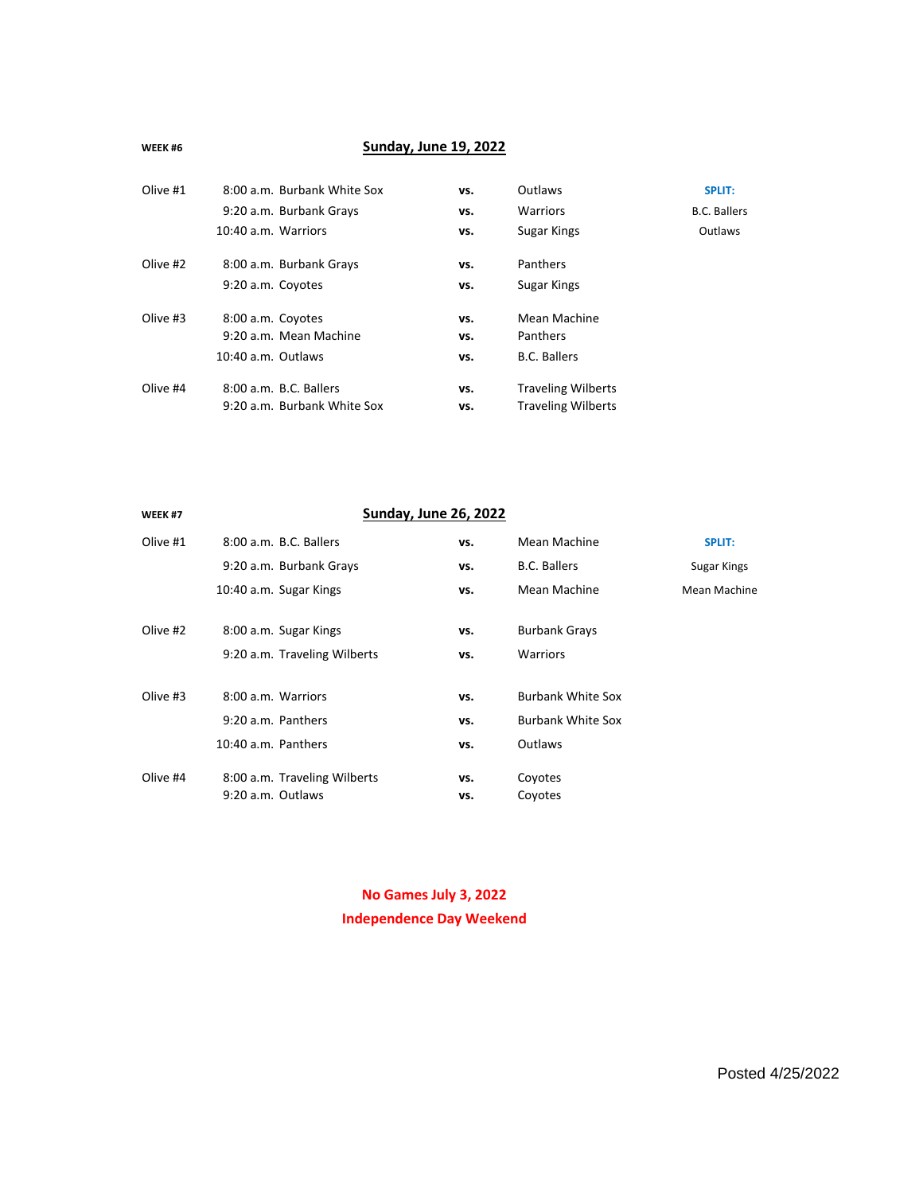**WEEK #6**

## Sunday, June 19, 2022

| Field | Time | Team | | Team | SPLIT: |
|---|---|---|---|---|---|
| Olive #1 | 8:00 a.m. | Burbank White Sox | vs. | Outlaws | |
| | 9:20 a.m. | Burbank Grays | vs. | Warriors | B.C. Ballers |
| | 10:40 a.m. | Warriors | vs. | Sugar Kings | Outlaws |
| Olive #2 | 8:00 a.m. | Burbank Grays | vs. | Panthers | |
| | 9:20 a.m. | Coyotes | vs. | Sugar Kings | |
| Olive #3 | 8:00 a.m. | Coyotes | vs. | Mean Machine | |
| | 9:20 a.m. | Mean Machine | vs. | Panthers | |
| | 10:40 a.m. | Outlaws | vs. | B.C. Ballers | |
| Olive #4 | 8:00 a.m. | B.C. Ballers | vs. | Traveling Wilberts | |
| | 9:20 a.m. | Burbank White Sox | vs. | Traveling Wilberts | |

**WEEK #7**

## Sunday, June 26, 2022

| Field | Time | Team | | Team | SPLIT: |
|---|---|---|---|---|---|
| Olive #1 | 8:00 a.m. | B.C. Ballers | vs. | Mean Machine | |
| | 9:20 a.m. | Burbank Grays | vs. | B.C. Ballers | Sugar Kings |
| | 10:40 a.m. | Sugar Kings | vs. | Mean Machine | Mean Machine |
| Olive #2 | 8:00 a.m. | Sugar Kings | vs. | Burbank Grays | |
| | 9:20 a.m. | Traveling Wilberts | vs. | Warriors | |
| Olive #3 | 8:00 a.m. | Warriors | vs. | Burbank White Sox | |
| | 9:20 a.m. | Panthers | vs. | Burbank White Sox | |
| | 10:40 a.m. | Panthers | vs. | Outlaws | |
| Olive #4 | 8:00 a.m. | Traveling Wilberts | vs. | Coyotes | |
| | 9:20 a.m. | Outlaws | vs. | Coyotes | |

**No Games July 3, 2022**
**Independence Day Weekend**

Posted 4/25/2022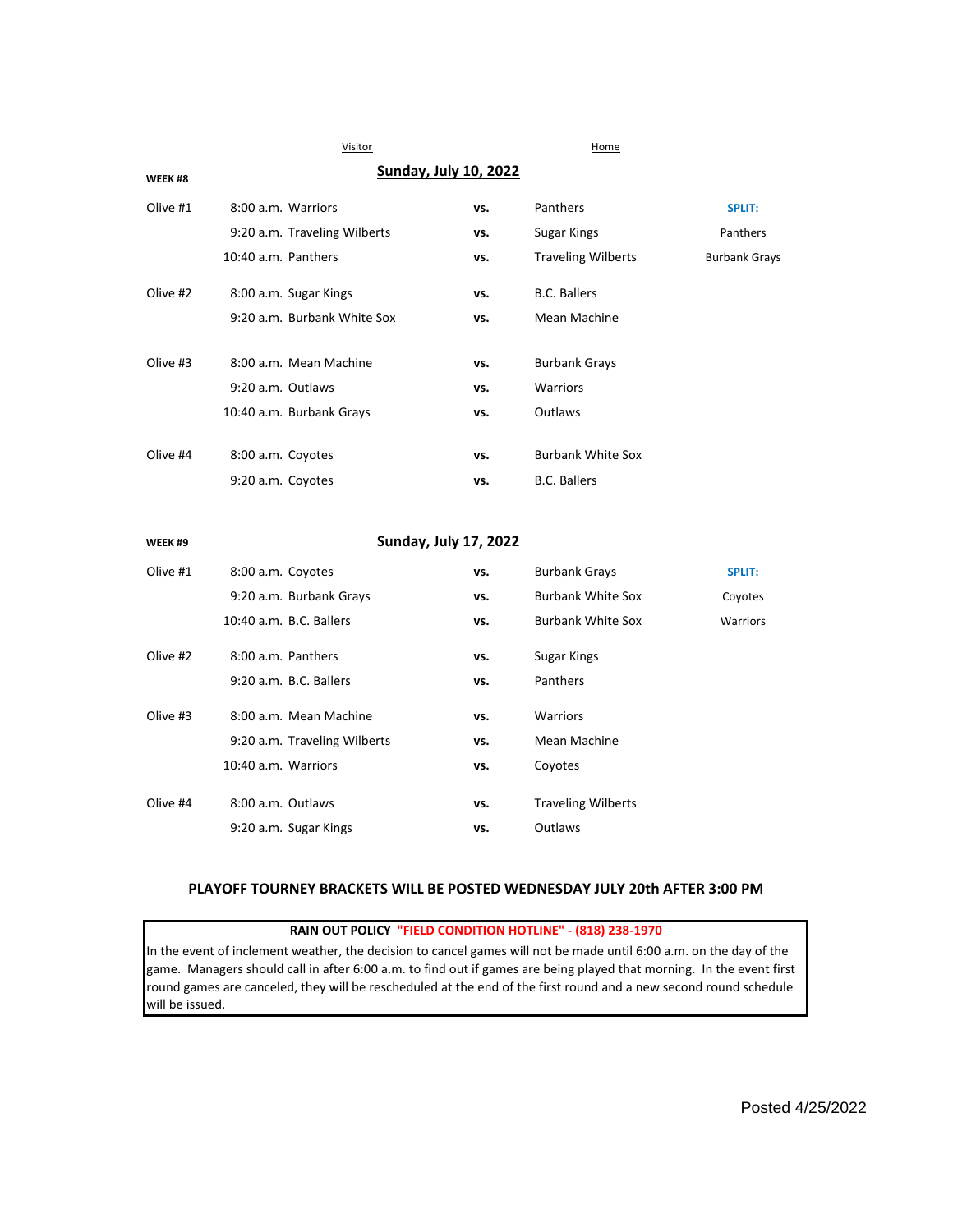| | | Visitor | | Home | |
|---|---|---|---|---|---|
| **WEEK #8** | | **Sunday, July 10, 2022** | | | |
| Olive #1 | 8:00 a.m. | Warriors | vs. | Panthers | **SPLIT:** |
| | 9:20 a.m. | Traveling Wilberts | vs. | Sugar Kings | Panthers |
| | 10:40 a.m. | Panthers | vs. | Traveling Wilberts | Burbank Grays |
| Olive #2 | 8:00 a.m. | Sugar Kings | vs. | B.C. Ballers | |
| | 9:20 a.m. | Burbank White Sox | vs. | Mean Machine | |
| Olive #3 | 8:00 a.m. | Mean Machine | vs. | Burbank Grays | |
| | 9:20 a.m. | Outlaws | vs. | Warriors | |
| | 10:40 a.m. | Burbank Grays | vs. | Outlaws | |
| Olive #4 | 8:00 a.m. | Coyotes | vs. | Burbank White Sox | |
| | 9:20 a.m. | Coyotes | vs. | B.C. Ballers | |
| **WEEK #9** | | **Sunday, July 17, 2022** | | | |
| Olive #1 | 8:00 a.m. | Coyotes | vs. | Burbank Grays | **SPLIT:** |
| | 9:20 a.m. | Burbank Grays | vs. | Burbank White Sox | Coyotes |
| | 10:40 a.m. | B.C. Ballers | vs. | Burbank White Sox | Warriors |
| Olive #2 | 8:00 a.m. | Panthers | vs. | Sugar Kings | |
| | 9:20 a.m. | B.C. Ballers | vs. | Panthers | |
| Olive #3 | 8:00 a.m. | Mean Machine | vs. | Warriors | |
| | 9:20 a.m. | Traveling Wilberts | vs. | Mean Machine | |
| | 10:40 a.m. | Warriors | vs. | Coyotes | |
| Olive #4 | 8:00 a.m. | Outlaws | vs. | Traveling Wilberts | |
| | 9:20 a.m. | Sugar Kings | vs. | Outlaws | |

**PLAYOFF TOURNEY BRACKETS WILL BE POSTED WEDNESDAY JULY 20th AFTER 3:00 PM**

**RAIN OUT POLICY "FIELD CONDITION HOTLINE" - (818) 238-1970**

In the event of inclement weather, the decision to cancel games will not be made until 6:00 a.m. on the day of the game. Managers should call in after 6:00 a.m. to find out if games are being played that morning. In the event first round games are canceled, they will be rescheduled at the end of the first round and a new second round schedule will be issued.

Posted 4/25/2022